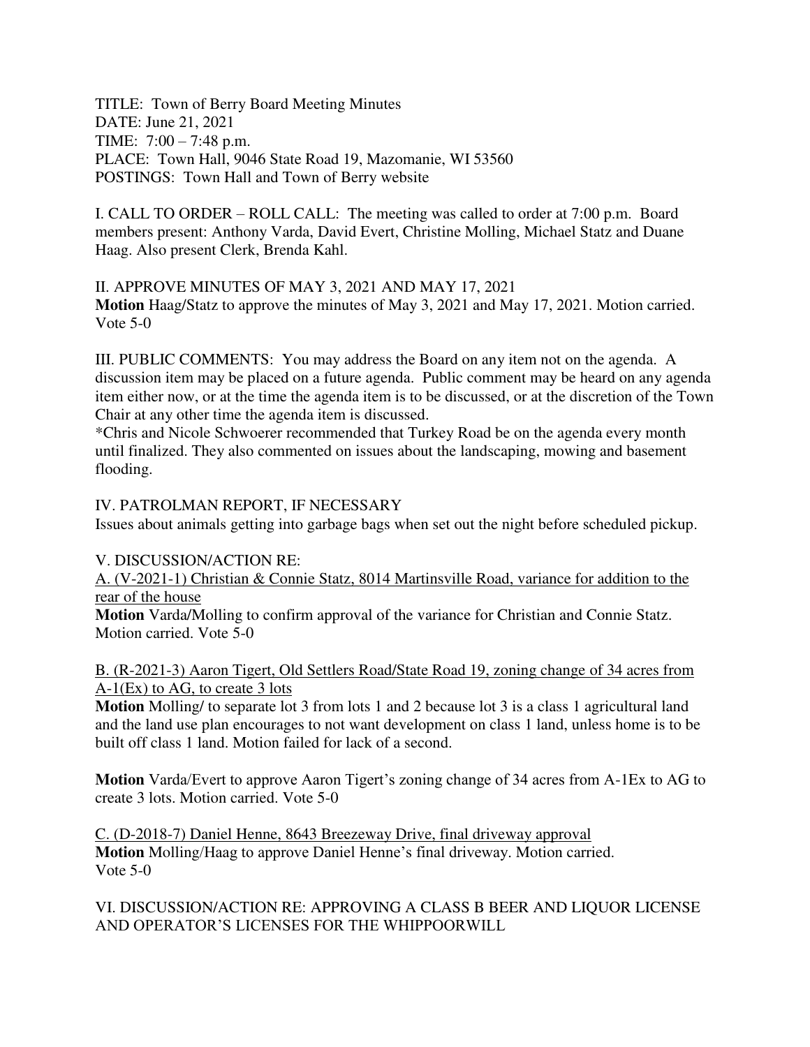TITLE: Town of Berry Board Meeting Minutes
DATE: June 21, 2021
TIME: 7:00 – 7:48 p.m.
PLACE: Town Hall, 9046 State Road 19, Mazomanie, WI 53560
POSTINGS: Town Hall and Town of Berry website

I. CALL TO ORDER – ROLL CALL: The meeting was called to order at 7:00 p.m. Board members present: Anthony Varda, David Evert, Christine Molling, Michael Statz and Duane Haag. Also present Clerk, Brenda Kahl.

II. APPROVE MINUTES OF MAY 3, 2021 AND MAY 17, 2021
**Motion** Haag/Statz to approve the minutes of May 3, 2021 and May 17, 2021. Motion carried. Vote 5-0

III. PUBLIC COMMENTS: You may address the Board on any item not on the agenda. A discussion item may be placed on a future agenda. Public comment may be heard on any agenda item either now, or at the time the agenda item is to be discussed, or at the discretion of the Town Chair at any other time the agenda item is discussed.
*Chris and Nicole Schwoerer recommended that Turkey Road be on the agenda every month until finalized. They also commented on issues about the landscaping, mowing and basement flooding.

IV. PATROLMAN REPORT, IF NECESSARY
Issues about animals getting into garbage bags when set out the night before scheduled pickup.

V. DISCUSSION/ACTION RE:
<u>A. (V-2021-1) Christian & Connie Statz, 8014 Martinsville Road, variance for addition to the rear of the house</u>
**Motion** Varda/Molling to confirm approval of the variance for Christian and Connie Statz. Motion carried. Vote 5-0

<u>B. (R-2021-3) Aaron Tigert, Old Settlers Road/State Road 19, zoning change of 34 acres from A-1(Ex) to AG, to create 3 lots</u>
**Motion** Molling/ to separate lot 3 from lots 1 and 2 because lot 3 is a class 1 agricultural land and the land use plan encourages to not want development on class 1 land, unless home is to be built off class 1 land. Motion failed for lack of a second.

**Motion** Varda/Evert to approve Aaron Tigert's zoning change of 34 acres from A-1Ex to AG to create 3 lots. Motion carried. Vote 5-0

<u>C. (D-2018-7) Daniel Henne, 8643 Breezeway Drive, final driveway approval</u>
**Motion** Molling/Haag to approve Daniel Henne's final driveway. Motion carried. Vote 5-0

VI. DISCUSSION/ACTION RE: APPROVING A CLASS B BEER AND LIQUOR LICENSE AND OPERATOR'S LICENSES FOR THE WHIPPOORWILL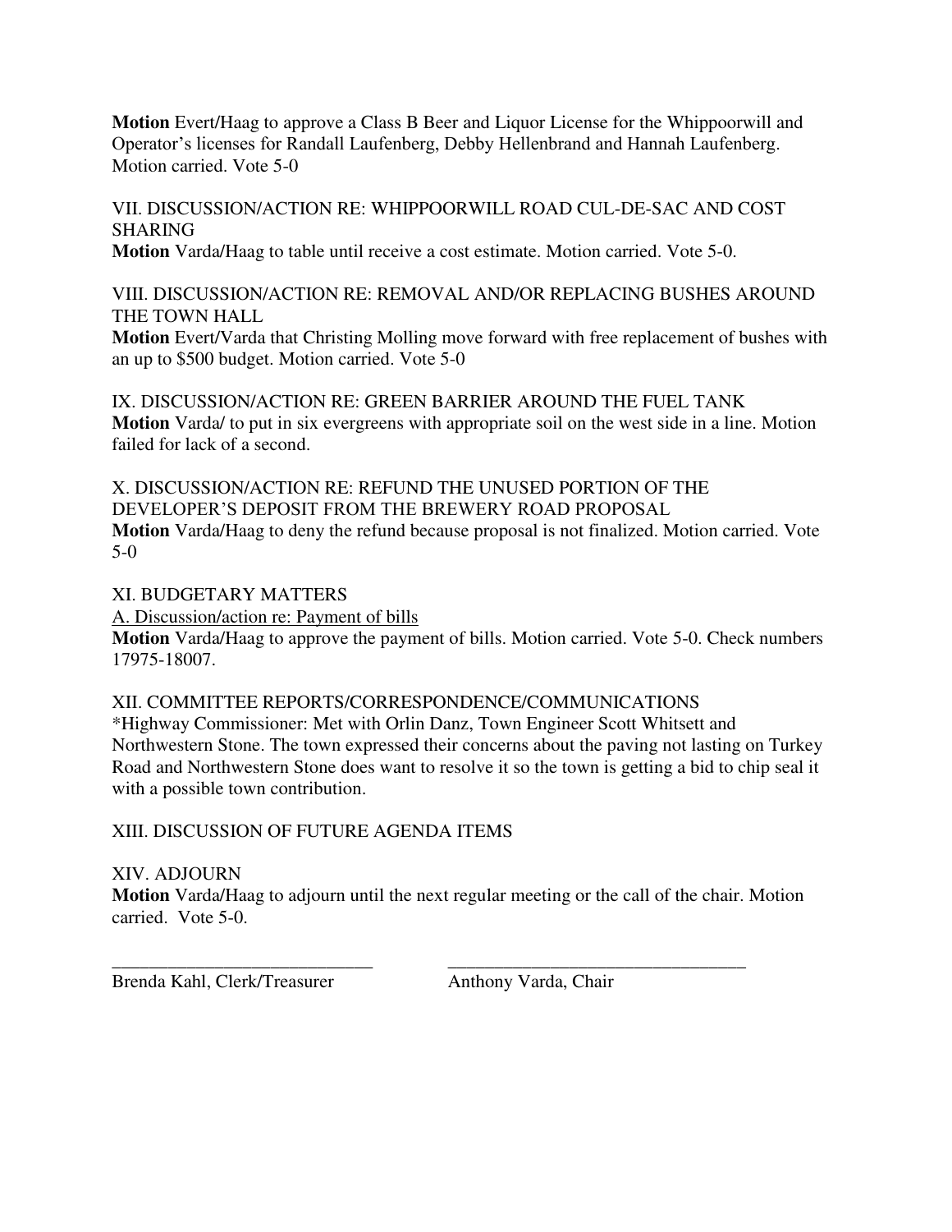**Motion** Evert/Haag to approve a Class B Beer and Liquor License for the Whippoorwill and Operator's licenses for Randall Laufenberg, Debby Hellenbrand and Hannah Laufenberg. Motion carried. Vote 5-0

VII. DISCUSSION/ACTION RE: WHIPPOORWILL ROAD CUL-DE-SAC AND COST SHARING

**Motion** Varda/Haag to table until receive a cost estimate. Motion carried. Vote 5-0.

VIII. DISCUSSION/ACTION RE: REMOVAL AND/OR REPLACING BUSHES AROUND THE TOWN HALL

**Motion** Evert/Varda that Christing Molling move forward with free replacement of bushes with an up to $500 budget. Motion carried. Vote 5-0

IX. DISCUSSION/ACTION RE: GREEN BARRIER AROUND THE FUEL TANK

**Motion** Varda/ to put in six evergreens with appropriate soil on the west side in a line. Motion failed for lack of a second.

X. DISCUSSION/ACTION RE: REFUND THE UNUSED PORTION OF THE DEVELOPER'S DEPOSIT FROM THE BREWERY ROAD PROPOSAL

**Motion** Varda/Haag to deny the refund because proposal is not finalized. Motion carried. Vote 5-0

XI. BUDGETARY MATTERS

<u>A. Discussion/action re: Payment of bills</u>

**Motion** Varda/Haag to approve the payment of bills. Motion carried. Vote 5-0. Check numbers 17975-18007.

XII. COMMITTEE REPORTS/CORRESPONDENCE/COMMUNICATIONS

*Highway Commissioner: Met with Orlin Danz, Town Engineer Scott Whitsett and Northwestern Stone. The town expressed their concerns about the paving not lasting on Turkey Road and Northwestern Stone does want to resolve it so the town is getting a bid to chip seal it with a possible town contribution.

XIII. DISCUSSION OF FUTURE AGENDA ITEMS

XIV. ADJOURN

**Motion** Varda/Haag to adjourn until the next regular meeting or the call of the chair. Motion carried. Vote 5-0.

_____________________________ _________________________________

Brenda Kahl, Clerk/Treasurer Anthony Varda, Chair